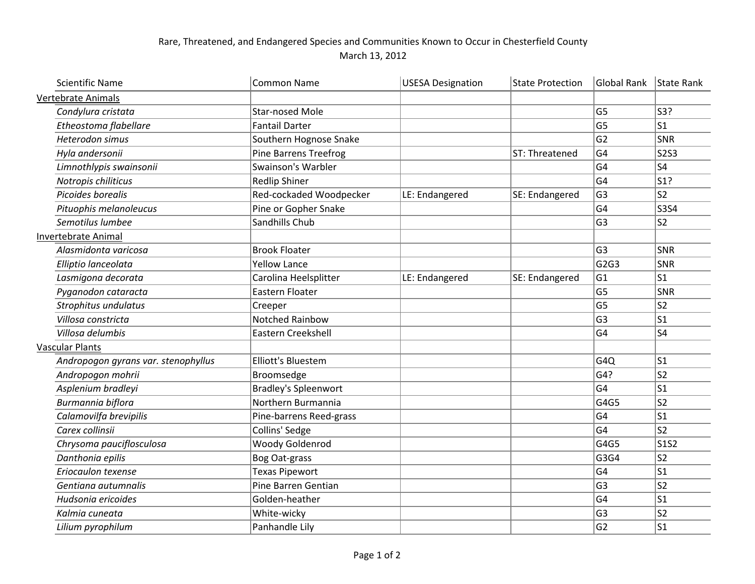Rare, Threatened, and Endangered Species and Communities Known to Occur in Chesterfield County

March 13, 2012

| Scientific Name | Common Name | USESA Designation | State Protection | Global Rank | State Rank |
|---|---|---|---|---|---|
| Vertebrate Animals | | | | | |
| *Condylura cristata* | Star-nosed Mole | | | G5 | S3? |
| *Etheostoma flabellare* | Fantail Darter | | | G5 | S1 |
| *Heterodon simus* | Southern Hognose Snake | | | G2 | SNR |
| *Hyla andersonii* | Pine Barrens Treefrog | | ST: Threatened | G4 | S2S3 |
| *Limnothlypis swainsonii* | Swainson's Warbler | | | G4 | S4 |
| *Notropis chiliticus* | Redlip Shiner | | | G4 | S1? |
| *Picoides borealis* | Red-cockaded Woodpecker | LE: Endangered | SE: Endangered | G3 | S2 |
| *Pituophis melanoleucus* | Pine or Gopher Snake | | | G4 | S3S4 |
| *Semotilus lumbee* | Sandhills Chub | | | G3 | S2 |
| Invertebrate Animal | | | | | |
| *Alasmidonta varicosa* | Brook Floater | | | G3 | SNR |
| *Elliptio lanceolata* | Yellow Lance | | | G2G3 | SNR |
| *Lasmigona decorata* | Carolina Heelsplitter | LE: Endangered | SE: Endangered | G1 | S1 |
| *Pyganodon cataracta* | Eastern Floater | | | G5 | SNR |
| *Strophitus undulatus* | Creeper | | | G5 | S2 |
| *Villosa constricta* | Notched Rainbow | | | G3 | S1 |
| *Villosa delumbis* | Eastern Creekshell | | | G4 | S4 |
| Vascular Plants | | | | | |
| *Andropogon gyrans var. stenophyllus* | Elliott's Bluestem | | | G4Q | S1 |
| *Andropogon mohrii* | Broomsedge | | | G4? | S2 |
| *Asplenium bradleyi* | Bradley's Spleenwort | | | G4 | S1 |
| *Burmannia biflora* | Northern Burmannia | | | G4G5 | S2 |
| *Calamovilfa brevipilis* | Pine-barrens Reed-grass | | | G4 | S1 |
| *Carex collinsii* | Collins' Sedge | | | G4 | S2 |
| *Chrysoma pauciflosculosa* | Woody Goldenrod | | | G4G5 | S1S2 |
| *Danthonia epilis* | Bog Oat-grass | | | G3G4 | S2 |
| *Eriocaulon texense* | Texas Pipewort | | | G4 | S1 |
| *Gentiana autumnalis* | Pine Barren Gentian | | | G3 | S2 |
| *Hudsonia ericoides* | Golden-heather | | | G4 | S1 |
| *Kalmia cuneata* | White-wicky | | | G3 | S2 |
| *Lilium pyrophilum* | Panhandle Lily | | | G2 | S1 |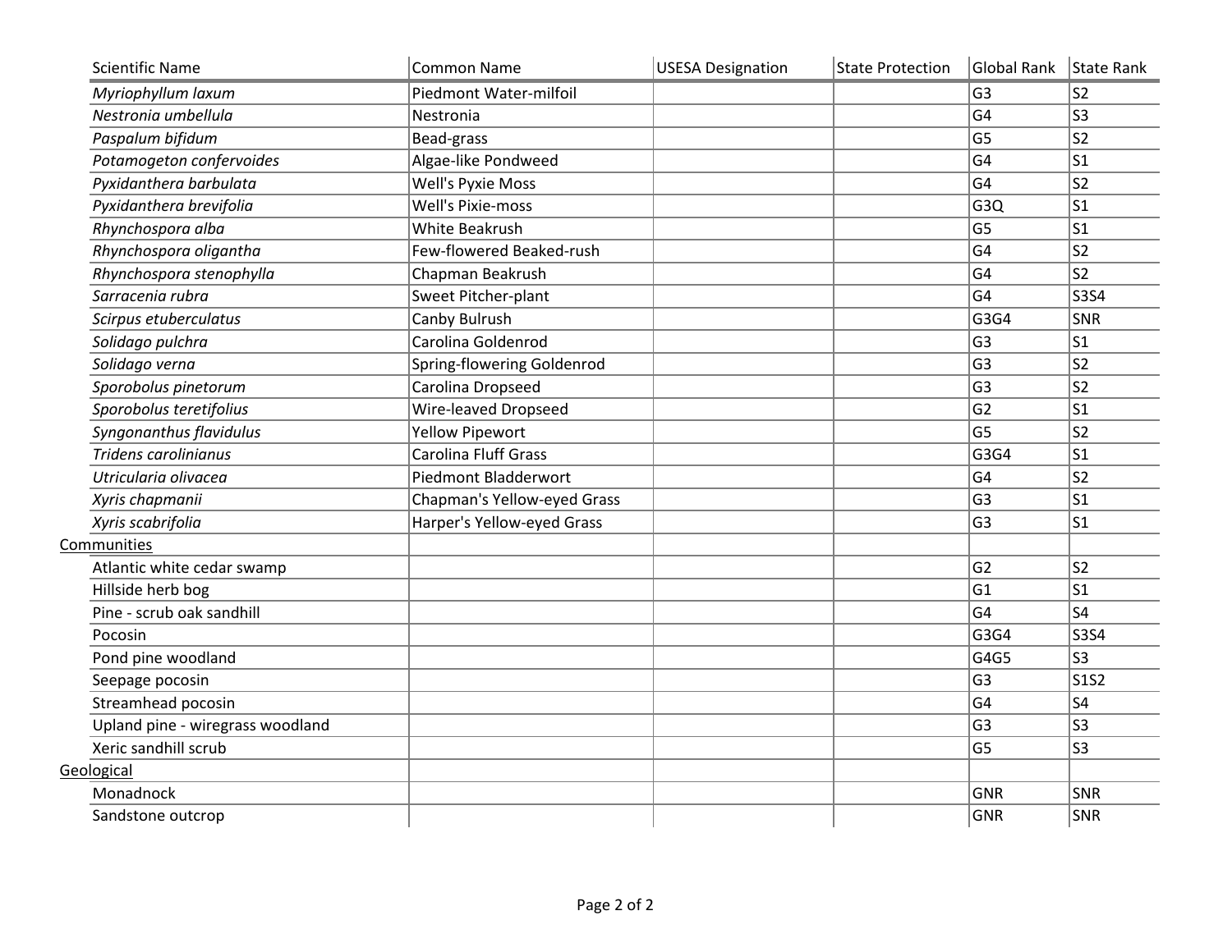| Scientific Name | Common Name | USESA Designation | State Protection | Global Rank | State Rank |
|---|---|---|---|---|---|
| *Myriophyllum laxum* | Piedmont Water-milfoil | | | G3 | S2 |
| *Nestronia umbellula* | Nestronia | | | G4 | S3 |
| *Paspalum bifidum* | Bead-grass | | | G5 | S2 |
| *Potamogeton confervoides* | Algae-like Pondweed | | | G4 | S1 |
| *Pyxidanthera barbulata* | Well's Pyxie Moss | | | G4 | S2 |
| *Pyxidanthera brevifolia* | Well's Pixie-moss | | | G3Q | S1 |
| *Rhynchospora alba* | White Beakrush | | | G5 | S1 |
| *Rhynchospora oligantha* | Few-flowered Beaked-rush | | | G4 | S2 |
| *Rhynchospora stenophylla* | Chapman Beakrush | | | G4 | S2 |
| *Sarracenia rubra* | Sweet Pitcher-plant | | | G4 | S3S4 |
| *Scirpus etuberculatus* | Canby Bulrush | | | G3G4 | SNR |
| *Solidago pulchra* | Carolina Goldenrod | | | G3 | S1 |
| *Solidago verna* | Spring-flowering Goldenrod | | | G3 | S2 |
| *Sporobolus pinetorum* | Carolina Dropseed | | | G3 | S2 |
| *Sporobolus teretifolius* | Wire-leaved Dropseed | | | G2 | S1 |
| *Syngonanthus flavidulus* | Yellow Pipewort | | | G5 | S2 |
| *Tridens carolinianus* | Carolina Fluff Grass | | | G3G4 | S1 |
| *Utricularia olivacea* | Piedmont Bladderwort | | | G4 | S2 |
| *Xyris chapmanii* | Chapman's Yellow-eyed Grass | | | G3 | S1 |
| *Xyris scabrifolia* | Harper's Yellow-eyed Grass | | | G3 | S1 |
| Communities | | | | | |
| Atlantic white cedar swamp | | | | G2 | S2 |
| Hillside herb bog | | | | G1 | S1 |
| Pine - scrub oak sandhill | | | | G4 | S4 |
| Pocosin | | | | G3G4 | S3S4 |
| Pond pine woodland | | | | G4G5 | S3 |
| Seepage pocosin | | | | G3 | S1S2 |
| Streamhead pocosin | | | | G4 | S4 |
| Upland pine - wiregrass woodland | | | | G3 | S3 |
| Xeric sandhill scrub | | | | G5 | S3 |
| Geological | | | | | |
| Monadnock | | | | GNR | SNR |
| Sandstone outcrop | | | | GNR | SNR |